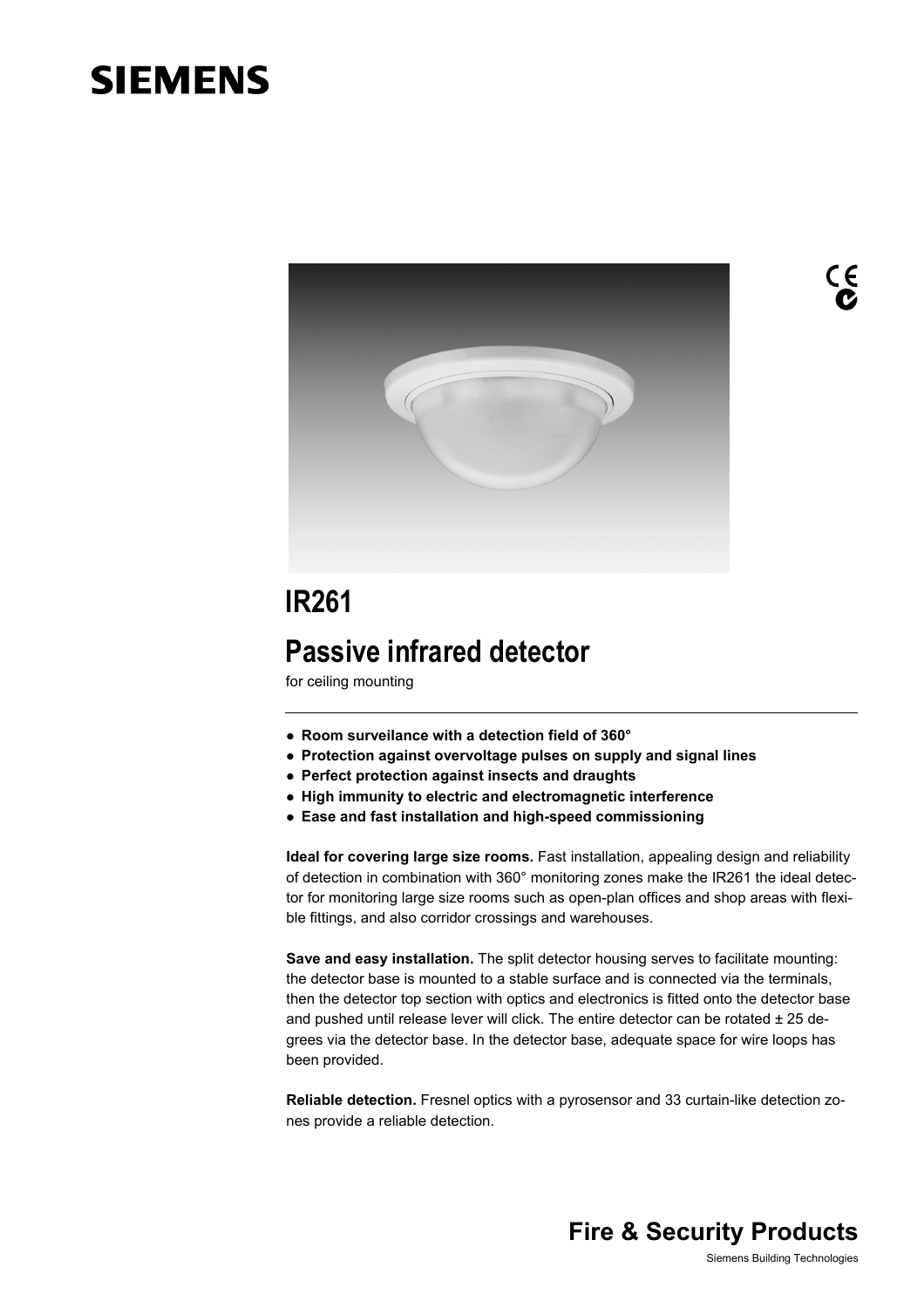# SIEMENS

# IR261

## Passive infrared detector

for ceiling mounting

- **Room surveilance with a detection field of 360°**
- **Protection against overvoltage pulses on supply and signal lines**
- **Perfect protection against insects and draughts**
- **High immunity to electric and electromagnetic interference**
- **Ease and fast installation and high-speed commissioning**

**Ideal for covering large size rooms.** Fast installation, appealing design and reliability of detection in combination with 360° monitoring zones make the IR261 the ideal detector for monitoring large size rooms such as open-plan offices and shop areas with flexible fittings, and also corridor crossings and warehouses.

**Save and easy installation.** The split detector housing serves to facilitate mounting: the detector base is mounted to a stable surface and is connected via the terminals, then the detector top section with optics and electronics is fitted onto the detector base and pushed until release lever will click. The entire detector can be rotated ± 25 degrees via the detector base. In the detector base, adequate space for wire loops has been provided.

**Reliable detection.** Fresnel optics with a pyrosensor and 33 curtain-like detection zones provide a reliable detection.

**Fire & Security Products**

Siemens Building Technologies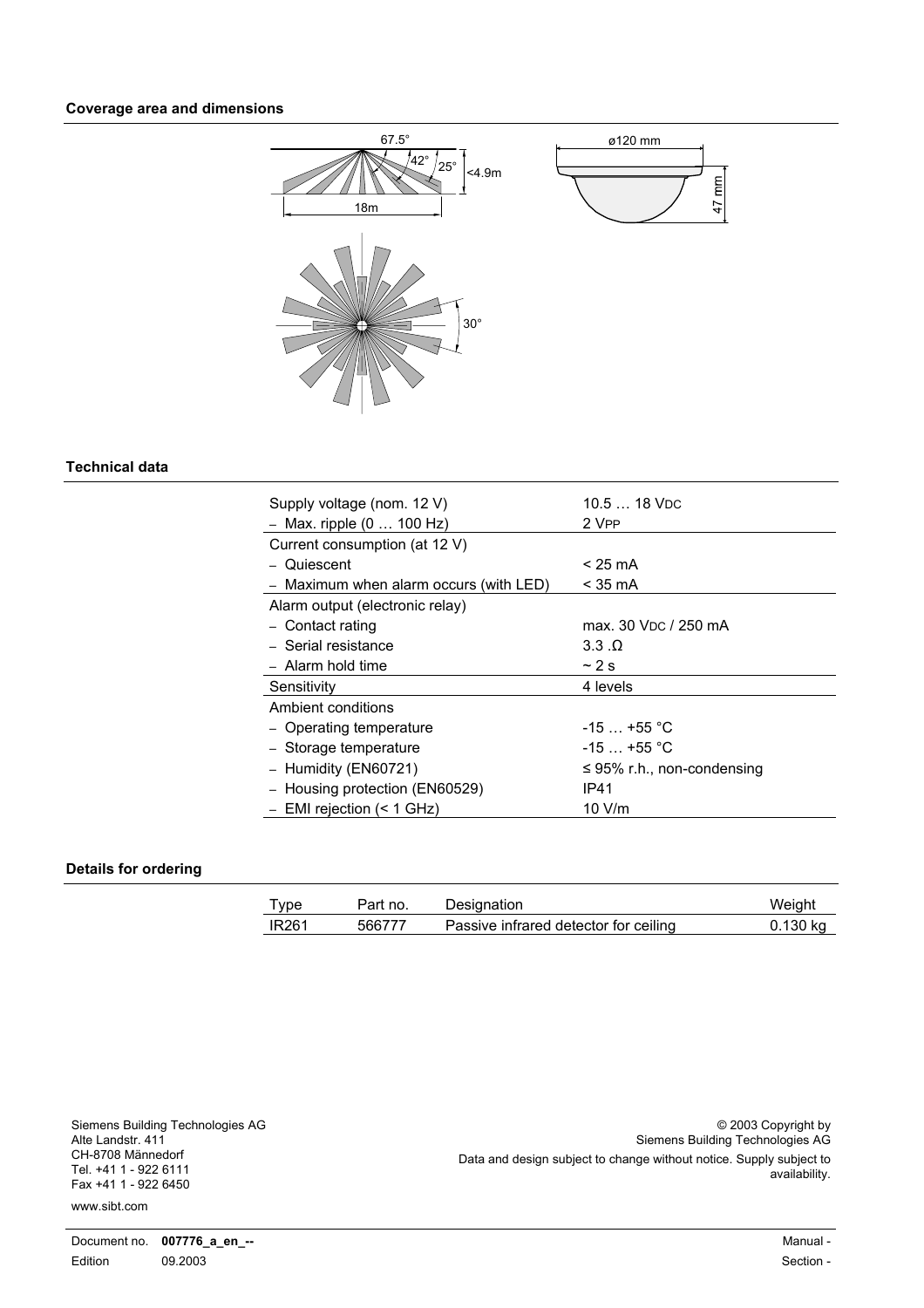## Coverage area and dimensions

67.5°
42°
25°
<4.9m
18m

ø120 mm
47 mm

30°

## Technical data

| | |
|---|---|
| Supply voltage (nom. 12 V) | 10.5 … 18 VDC |
| – Max. ripple (0 … 100 Hz) | 2 VPP |
| Current consumption (at 12 V) | |
| – Quiescent | < 25 mA |
| – Maximum when alarm occurs (with LED) | < 35 mA |
| Alarm output (electronic relay) | |
| – Contact rating | max. 30 VDC / 250 mA |
| – Serial resistance | 3.3 .Ω |
| – Alarm hold time | ~ 2 s |
| Sensitivity | 4 levels |
| Ambient conditions | |
| – Operating temperature | -15 … +55 °C |
| – Storage temperature | -15 … +55 °C |
| – Humidity (EN60721) | ≤ 95% r.h., non-condensing |
| – Housing protection (EN60529) | IP41 |
| – EMI rejection (< 1 GHz) | 10 V/m |

## Details for ordering

| Type | Part no. | Designation | Weight |
|---|---|---|---|
| IR261 | 566777 | Passive infrared detector for ceiling | 0.130 kg |

Siemens Building Technologies AG
Alte Landstr. 411
CH-8708 Männedorf
Tel. +41 1 - 922 6111
Fax +41 1 - 922 6450
www.sibt.com

© 2003 Copyright by
Siemens Building Technologies AG

Data and design subject to change without notice. Supply subject to availability.

Document no. **007776_a_en_--**
Edition 09.2003

Manual -
Section -